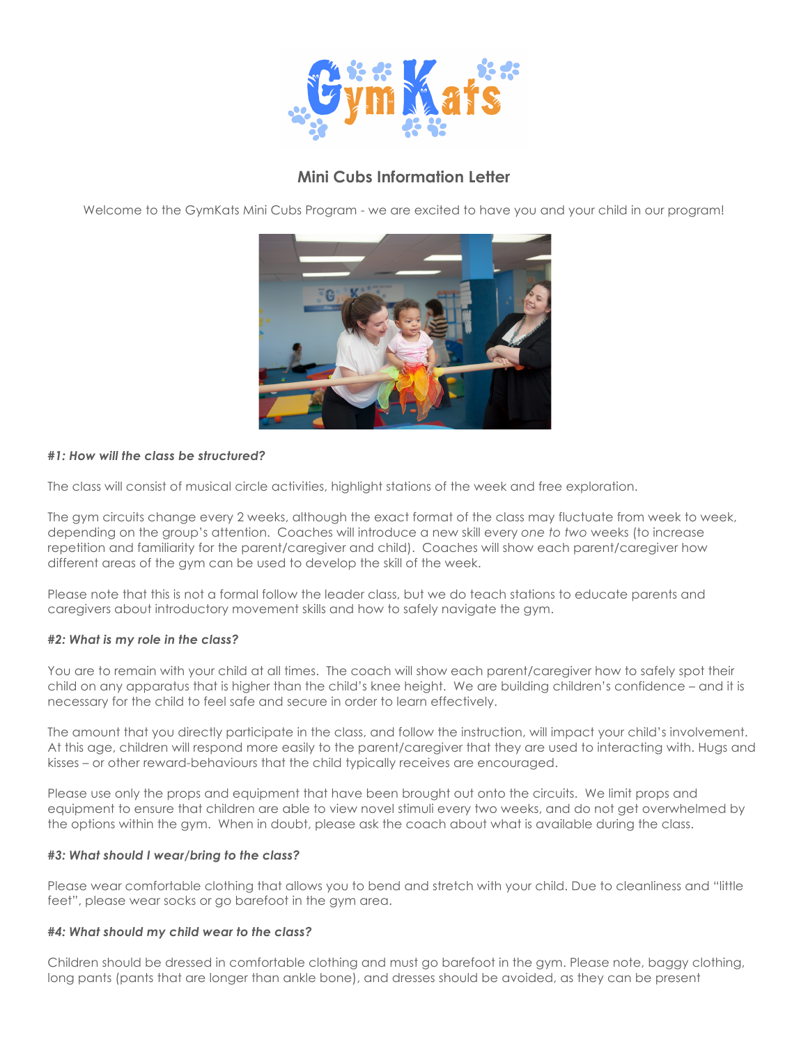# Mini Cubs Information Letter

Welcome to the GymKats Mini Cubs Program - we are excited to have you and your child in our program!

***#1: How will the class be structured?***

The class will consist of musical circle activities, highlight stations of the week and free exploration.

The gym circuits change every 2 weeks, although the exact format of the class may fluctuate from week to week, depending on the group's attention. Coaches will introduce a new skill every *one to two* weeks (to increase repetition and familiarity for the parent/caregiver and child). Coaches will show each parent/caregiver how different areas of the gym can be used to develop the skill of the week.

Please note that this is not a formal follow the leader class, but we do teach stations to educate parents and caregivers about introductory movement skills and how to safely navigate the gym.

***#2: What is my role in the class?***

You are to remain with your child at all times. The coach will show each parent/caregiver how to safely spot their child on any apparatus that is higher than the child's knee height. We are building children's confidence – and it is necessary for the child to feel safe and secure in order to learn effectively.

The amount that you directly participate in the class, and follow the instruction, will impact your child's involvement. At this age, children will respond more easily to the parent/caregiver that they are used to interacting with. Hugs and kisses – or other reward-behaviours that the child typically receives are encouraged.

Please use only the props and equipment that have been brought out onto the circuits. We limit props and equipment to ensure that children are able to view novel stimuli every two weeks, and do not get overwhelmed by the options within the gym. When in doubt, please ask the coach about what is available during the class.

***#3: What should I wear/bring to the class?***

Please wear comfortable clothing that allows you to bend and stretch with your child. Due to cleanliness and "little feet", please wear socks or go barefoot in the gym area.

***#4: What should my child wear to the class?***

Children should be dressed in comfortable clothing and must go barefoot in the gym. Please note, baggy clothing, long pants (pants that are longer than ankle bone), and dresses should be avoided, as they can be present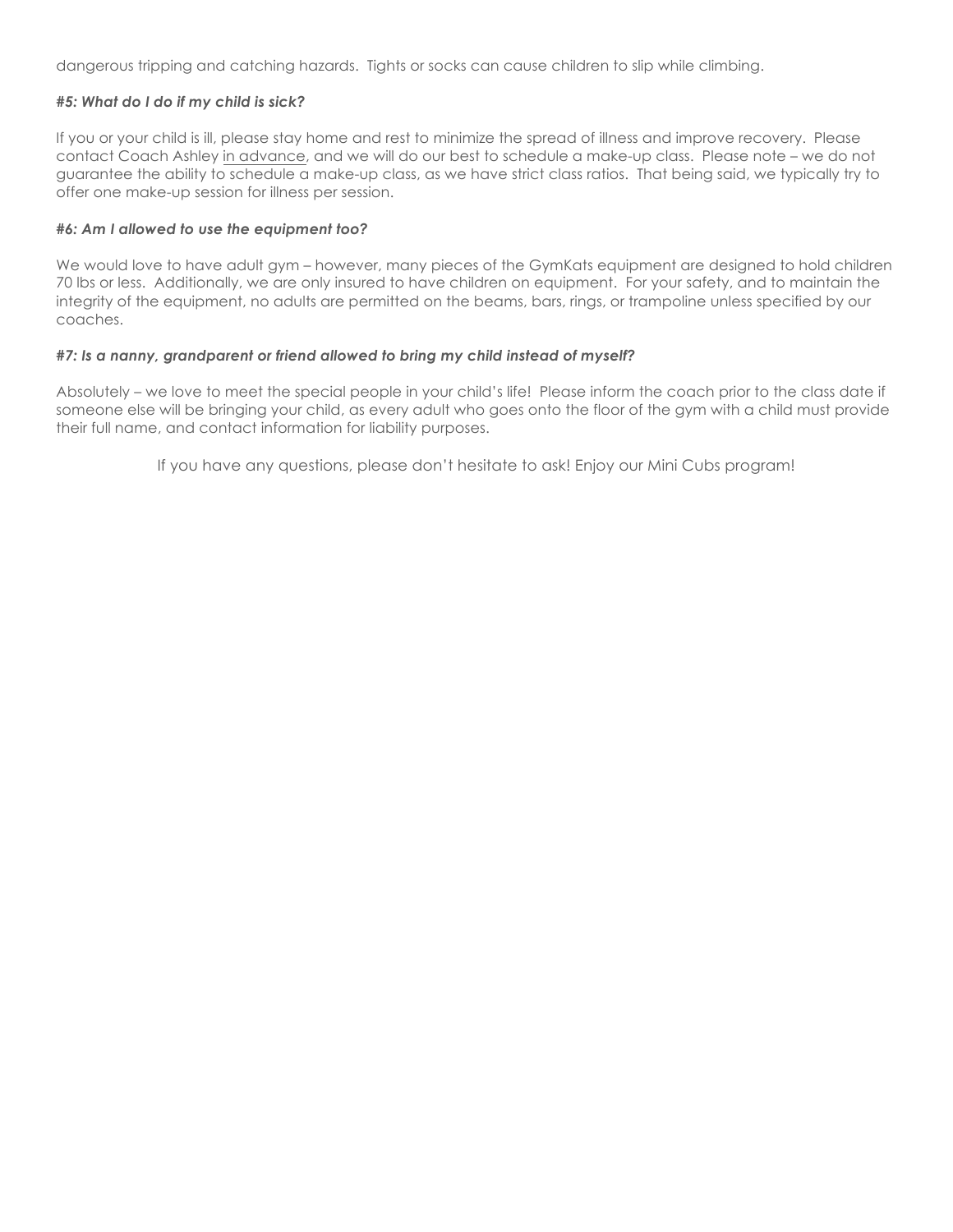dangerous tripping and catching hazards. Tights or socks can cause children to slip while climbing.

***#5: What do I do if my child is sick?***

If you or your child is ill, please stay home and rest to minimize the spread of illness and improve recovery. Please contact Coach Ashley <u>in advance</u>, and we will do our best to schedule a make-up class. Please note – we do not guarantee the ability to schedule a make-up class, as we have strict class ratios. That being said, we typically try to offer one make-up session for illness per session.

***#6: Am I allowed to use the equipment too?***

We would love to have adult gym – however, many pieces of the GymKats equipment are designed to hold children 70 lbs or less. Additionally, we are only insured to have children on equipment. For your safety, and to maintain the integrity of the equipment, no adults are permitted on the beams, bars, rings, or trampoline unless specified by our coaches.

***#7: Is a nanny, grandparent or friend allowed to bring my child instead of myself?***

Absolutely – we love to meet the special people in your child's life! Please inform the coach prior to the class date if someone else will be bringing your child, as every adult who goes onto the floor of the gym with a child must provide their full name, and contact information for liability purposes.

If you have any questions, please don't hesitate to ask! Enjoy our Mini Cubs program!